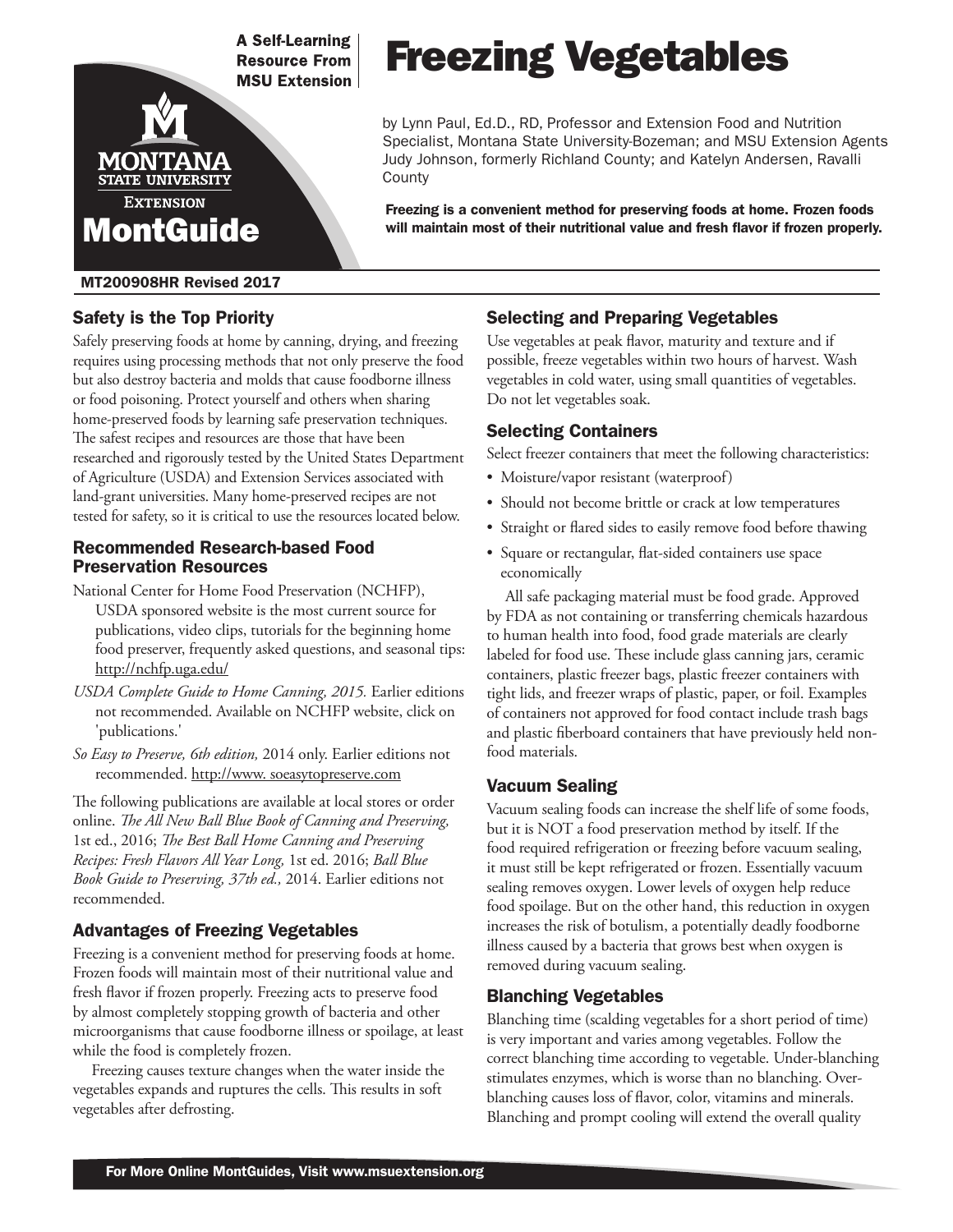A Self-Learning Resource From MSU Extension

Montana State University Extension

MontGuide

# Freezing Vegetables

by Lynn Paul, Ed.D., RD, Professor and Extension Food and Nutrition Specialist, Montana State University-Bozeman; and MSU Extension Agents Judy Johnson, formerly Richland County; and Katelyn Andersen, Ravalli County

**Freezing is a convenient method for preserving foods at home. Frozen foods will maintain most of their nutritional value and fresh flavor if frozen properly.**

MT200908HR Revised 2017

## Safety is the Top Priority

Safely preserving foods at home by canning, drying, and freezing requires using processing methods that not only preserve the food but also destroy bacteria and molds that cause foodborne illness or food poisoning. Protect yourself and others when sharing home-preserved foods by learning safe preservation techniques. The safest recipes and resources are those that have been researched and rigorously tested by the United States Department of Agriculture (USDA) and Extension Services associated with land-grant universities. Many home-preserved recipes are not tested for safety, so it is critical to use the resources located below.

### Recommended Research-based Food Preservation Resources

National Center for Home Food Preservation (NCHFP), USDA sponsored website is the most current source for publications, video clips, tutorials for the beginning home food preserver, frequently asked questions, and seasonal tips: http://nchfp.uga.edu/

*USDA Complete Guide to Home Canning, 2015.* Earlier editions not recommended. Available on NCHFP website, click on 'publications.'

*So Easy to Preserve, 6th edition,* 2014 only. Earlier editions not recommended. http://www. soeasytopreserve.com

The following publications are available at local stores or order online. *The All New Ball Blue Book of Canning and Preserving,* 1st ed., 2016; *The Best Ball Home Canning and Preserving Recipes: Fresh Flavors All Year Long,* 1st ed. 2016; *Ball Blue Book Guide to Preserving, 37th ed.,* 2014. Earlier editions not recommended.

## Advantages of Freezing Vegetables

Freezing is a convenient method for preserving foods at home. Frozen foods will maintain most of their nutritional value and fresh flavor if frozen properly. Freezing acts to preserve food by almost completely stopping growth of bacteria and other microorganisms that cause foodborne illness or spoilage, at least while the food is completely frozen.

Freezing causes texture changes when the water inside the vegetables expands and ruptures the cells. This results in soft vegetables after defrosting.

## Selecting and Preparing Vegetables

Use vegetables at peak flavor, maturity and texture and if possible, freeze vegetables within two hours of harvest. Wash vegetables in cold water, using small quantities of vegetables. Do not let vegetables soak.

## Selecting Containers

Select freezer containers that meet the following characteristics:

- Moisture/vapor resistant (waterproof)
- Should not become brittle or crack at low temperatures
- Straight or flared sides to easily remove food before thawing
- Square or rectangular, flat-sided containers use space economically

All safe packaging material must be food grade. Approved by FDA as not containing or transferring chemicals hazardous to human health into food, food grade materials are clearly labeled for food use. These include glass canning jars, ceramic containers, plastic freezer bags, plastic freezer containers with tight lids, and freezer wraps of plastic, paper, or foil. Examples of containers not approved for food contact include trash bags and plastic fiberboard containers that have previously held non-food materials.

## Vacuum Sealing

Vacuum sealing foods can increase the shelf life of some foods, but it is NOT a food preservation method by itself. If the food required refrigeration or freezing before vacuum sealing, it must still be kept refrigerated or frozen. Essentially vacuum sealing removes oxygen. Lower levels of oxygen help reduce food spoilage. But on the other hand, this reduction in oxygen increases the risk of botulism, a potentially deadly foodborne illness caused by a bacteria that grows best when oxygen is removed during vacuum sealing.

## Blanching Vegetables

Blanching time (scalding vegetables for a short period of time) is very important and varies among vegetables. Follow the correct blanching time according to vegetable. Under-blanching stimulates enzymes, which is worse than no blanching. Over-blanching causes loss of flavor, color, vitamins and minerals. Blanching and prompt cooling will extend the overall quality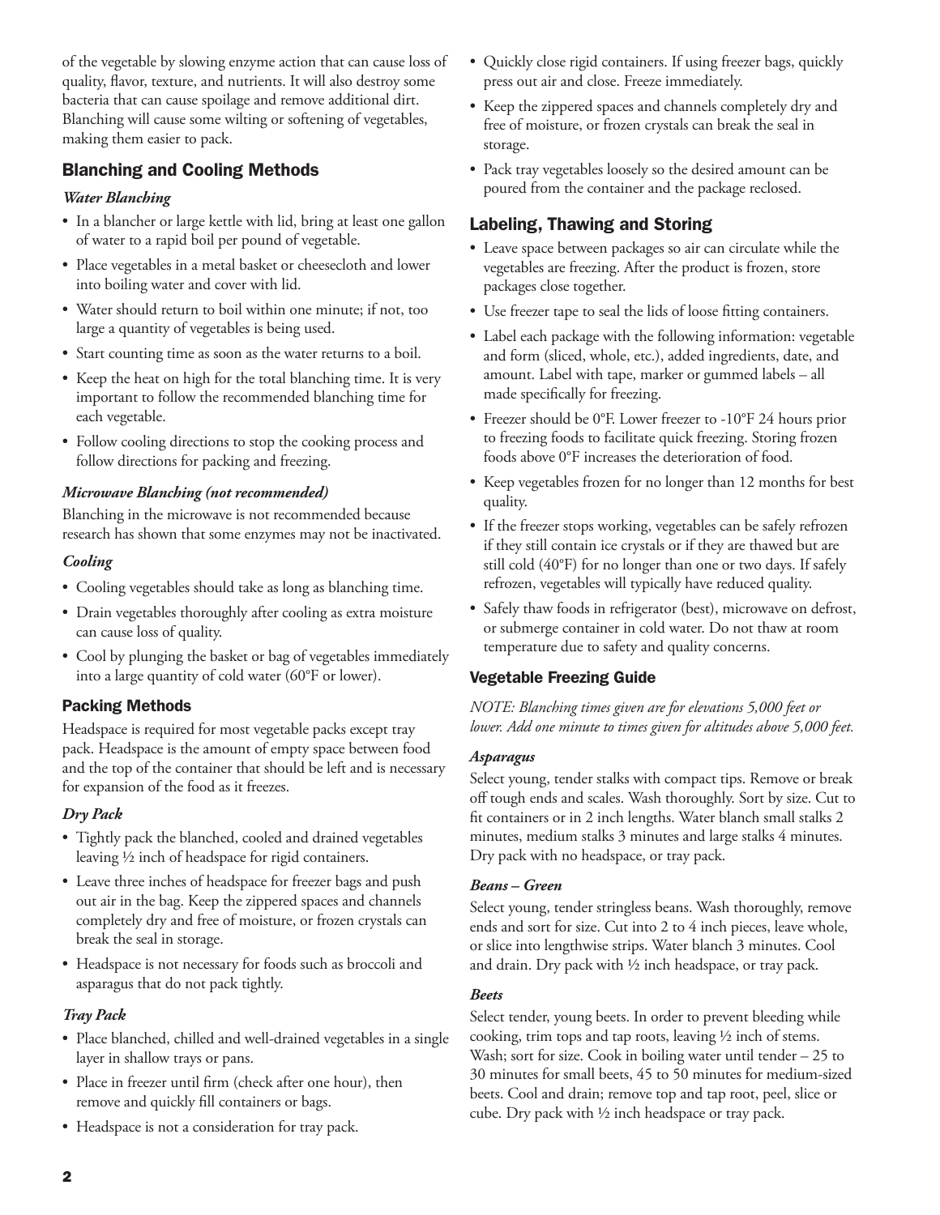of the vegetable by slowing enzyme action that can cause loss of quality, flavor, texture, and nutrients. It will also destroy some bacteria that can cause spoilage and remove additional dirt. Blanching will cause some wilting or softening of vegetables, making them easier to pack.

### Blanching and Cooling Methods

#### *Water Blanching*

- In a blancher or large kettle with lid, bring at least one gallon of water to a rapid boil per pound of vegetable.
- Place vegetables in a metal basket or cheesecloth and lower into boiling water and cover with lid.
- Water should return to boil within one minute; if not, too large a quantity of vegetables is being used.
- Start counting time as soon as the water returns to a boil.
- Keep the heat on high for the total blanching time. It is very important to follow the recommended blanching time for each vegetable.
- Follow cooling directions to stop the cooking process and follow directions for packing and freezing.

#### *Microwave Blanching (not recommended)*

Blanching in the microwave is not recommended because research has shown that some enzymes may not be inactivated.

#### *Cooling*

- Cooling vegetables should take as long as blanching time.
- Drain vegetables thoroughly after cooling as extra moisture can cause loss of quality.
- Cool by plunging the basket or bag of vegetables immediately into a large quantity of cold water (60°F or lower).

### Packing Methods

Headspace is required for most vegetable packs except tray pack. Headspace is the amount of empty space between food and the top of the container that should be left and is necessary for expansion of the food as it freezes.

#### *Dry Pack*

- Tightly pack the blanched, cooled and drained vegetables leaving ½ inch of headspace for rigid containers.
- Leave three inches of headspace for freezer bags and push out air in the bag. Keep the zippered spaces and channels completely dry and free of moisture, or frozen crystals can break the seal in storage.
- Headspace is not necessary for foods such as broccoli and asparagus that do not pack tightly.

#### *Tray Pack*

- Place blanched, chilled and well-drained vegetables in a single layer in shallow trays or pans.
- Place in freezer until firm (check after one hour), then remove and quickly fill containers or bags.
- Headspace is not a consideration for tray pack.
- Quickly close rigid containers. If using freezer bags, quickly press out air and close. Freeze immediately.
- Keep the zippered spaces and channels completely dry and free of moisture, or frozen crystals can break the seal in storage.
- Pack tray vegetables loosely so the desired amount can be poured from the container and the package reclosed.

### Labeling, Thawing and Storing

- Leave space between packages so air can circulate while the vegetables are freezing. After the product is frozen, store packages close together.
- Use freezer tape to seal the lids of loose fitting containers.
- Label each package with the following information: vegetable and form (sliced, whole, etc.), added ingredients, date, and amount. Label with tape, marker or gummed labels – all made specifically for freezing.
- Freezer should be 0°F. Lower freezer to -10°F 24 hours prior to freezing foods to facilitate quick freezing. Storing frozen foods above 0°F increases the deterioration of food.
- Keep vegetables frozen for no longer than 12 months for best quality.
- If the freezer stops working, vegetables can be safely refrozen if they still contain ice crystals or if they are thawed but are still cold (40°F) for no longer than one or two days. If safely refrozen, vegetables will typically have reduced quality.
- Safely thaw foods in refrigerator (best), microwave on defrost, or submerge container in cold water. Do not thaw at room temperature due to safety and quality concerns.

### Vegetable Freezing Guide

*NOTE: Blanching times given are for elevations 5,000 feet or lower. Add one minute to times given for altitudes above 5,000 feet.*

#### *Asparagus*

Select young, tender stalks with compact tips. Remove or break off tough ends and scales. Wash thoroughly. Sort by size. Cut to fit containers or in 2 inch lengths. Water blanch small stalks 2 minutes, medium stalks 3 minutes and large stalks 4 minutes. Dry pack with no headspace, or tray pack.

#### *Beans – Green*

Select young, tender stringless beans. Wash thoroughly, remove ends and sort for size. Cut into 2 to 4 inch pieces, leave whole, or slice into lengthwise strips. Water blanch 3 minutes. Cool and drain. Dry pack with ½ inch headspace, or tray pack.

#### *Beets*

Select tender, young beets. In order to prevent bleeding while cooking, trim tops and tap roots, leaving ½ inch of stems. Wash; sort for size. Cook in boiling water until tender – 25 to 30 minutes for small beets, 45 to 50 minutes for medium-sized beets. Cool and drain; remove top and tap root, peel, slice or cube. Dry pack with ½ inch headspace or tray pack.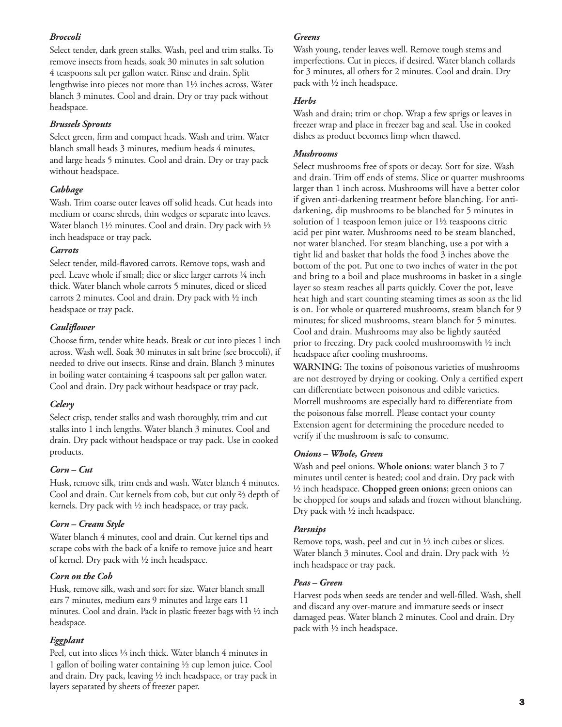### *Broccoli*

Select tender, dark green stalks. Wash, peel and trim stalks. To remove insects from heads, soak 30 minutes in salt solution 4 teaspoons salt per gallon water. Rinse and drain. Split lengthwise into pieces not more than 1½ inches across. Water blanch 3 minutes. Cool and drain. Dry or tray pack without headspace.

### *Brussels Sprouts*

Select green, firm and compact heads. Wash and trim. Water blanch small heads 3 minutes, medium heads 4 minutes, and large heads 5 minutes. Cool and drain. Dry or tray pack without headspace.

### *Cabbage*

Wash. Trim coarse outer leaves off solid heads. Cut heads into medium or coarse shreds, thin wedges or separate into leaves. Water blanch 1½ minutes. Cool and drain. Dry pack with ½ inch headspace or tray pack.

### *Carrots*

Select tender, mild-flavored carrots. Remove tops, wash and peel. Leave whole if small; dice or slice larger carrots ¼ inch thick. Water blanch whole carrots 5 minutes, diced or sliced carrots 2 minutes. Cool and drain. Dry pack with ½ inch headspace or tray pack.

### *Cauliflower*

Choose firm, tender white heads. Break or cut into pieces 1 inch across. Wash well. Soak 30 minutes in salt brine (see broccoli), if needed to drive out insects. Rinse and drain. Blanch 3 minutes in boiling water containing 4 teaspoons salt per gallon water. Cool and drain. Dry pack without headspace or tray pack.

### *Celery*

Select crisp, tender stalks and wash thoroughly, trim and cut stalks into 1 inch lengths. Water blanch 3 minutes. Cool and drain. Dry pack without headspace or tray pack. Use in cooked products.

### *Corn – Cut*

Husk, remove silk, trim ends and wash. Water blanch 4 minutes. Cool and drain. Cut kernels from cob, but cut only ⅔ depth of kernels. Dry pack with ½ inch headspace, or tray pack.

### *Corn – Cream Style*

Water blanch 4 minutes, cool and drain. Cut kernel tips and scrape cobs with the back of a knife to remove juice and heart of kernel. Dry pack with ½ inch headspace.

### *Corn on the Cob*

Husk, remove silk, wash and sort for size. Water blanch small ears 7 minutes, medium ears 9 minutes and large ears 11 minutes. Cool and drain. Pack in plastic freezer bags with ½ inch headspace.

### *Eggplant*

Peel, cut into slices ⅓ inch thick. Water blanch 4 minutes in 1 gallon of boiling water containing ½ cup lemon juice. Cool and drain. Dry pack, leaving ½ inch headspace, or tray pack in layers separated by sheets of freezer paper.

### *Greens*

Wash young, tender leaves well. Remove tough stems and imperfections. Cut in pieces, if desired. Water blanch collards for 3 minutes, all others for 2 minutes. Cool and drain. Dry pack with ½ inch headspace.

### *Herbs*

Wash and drain; trim or chop. Wrap a few sprigs or leaves in freezer wrap and place in freezer bag and seal. Use in cooked dishes as product becomes limp when thawed.

### *Mushrooms*

Select mushrooms free of spots or decay. Sort for size. Wash and drain. Trim off ends of stems. Slice or quarter mushrooms larger than 1 inch across. Mushrooms will have a better color if given anti-darkening treatment before blanching. For anti-darkening, dip mushrooms to be blanched for 5 minutes in solution of 1 teaspoon lemon juice or 1½ teaspoons citric acid per pint water. Mushrooms need to be steam blanched, not water blanched. For steam blanching, use a pot with a tight lid and basket that holds the food 3 inches above the bottom of the pot. Put one to two inches of water in the pot and bring to a boil and place mushrooms in basket in a single layer so steam reaches all parts quickly. Cover the pot, leave heat high and start counting steaming times as soon as the lid is on. For whole or quartered mushrooms, steam blanch for 9 minutes; for sliced mushrooms, steam blanch for 5 minutes. Cool and drain. Mushrooms may also be lightly sautéed prior to freezing. Dry pack cooled mushroomswith ½ inch headspace after cooling mushrooms.

**WARNING:** The toxins of poisonous varieties of mushrooms are not destroyed by drying or cooking. Only a certified expert can differentiate between poisonous and edible varieties. Morrell mushrooms are especially hard to differentiate from the poisonous false morrell. Please contact your county Extension agent for determining the procedure needed to verify if the mushroom is safe to consume.

### *Onions – Whole, Green*

Wash and peel onions. **Whole onions**: water blanch 3 to 7 minutes until center is heated; cool and drain. Dry pack with ½ inch headspace. **Chopped green onions**; green onions can be chopped for soups and salads and frozen without blanching. Dry pack with ½ inch headspace.

### *Parsnips*

Remove tops, wash, peel and cut in ½ inch cubes or slices. Water blanch 3 minutes. Cool and drain. Dry pack with ½ inch headspace or tray pack.

### *Peas – Green*

Harvest pods when seeds are tender and well-filled. Wash, shell and discard any over-mature and immature seeds or insect damaged peas. Water blanch 2 minutes. Cool and drain. Dry pack with ½ inch headspace.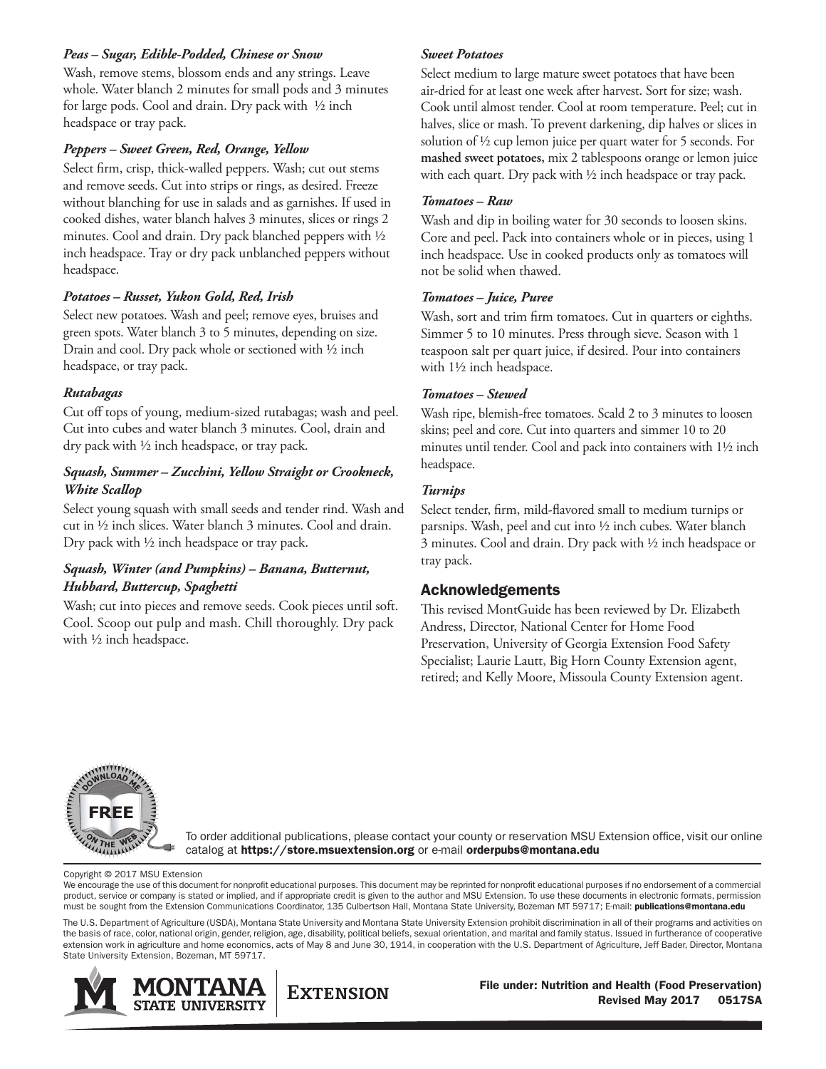***Peas – Sugar, Edible-Podded, Chinese or Snow***

Wash, remove stems, blossom ends and any strings. Leave whole. Water blanch 2 minutes for small pods and 3 minutes for large pods. Cool and drain. Dry pack with ½ inch headspace or tray pack.

***Peppers – Sweet Green, Red, Orange, Yellow***

Select firm, crisp, thick-walled peppers. Wash; cut out stems and remove seeds. Cut into strips or rings, as desired. Freeze without blanching for use in salads and as garnishes. If used in cooked dishes, water blanch halves 3 minutes, slices or rings 2 minutes. Cool and drain. Dry pack blanched peppers with ½ inch headspace. Tray or dry pack unblanched peppers without headspace.

***Potatoes – Russet, Yukon Gold, Red, Irish***

Select new potatoes. Wash and peel; remove eyes, bruises and green spots. Water blanch 3 to 5 minutes, depending on size. Drain and cool. Dry pack whole or sectioned with ½ inch headspace, or tray pack.

***Rutabagas***

Cut off tops of young, medium-sized rutabagas; wash and peel. Cut into cubes and water blanch 3 minutes. Cool, drain and dry pack with ½ inch headspace, or tray pack.

***Squash, Summer – Zucchini, Yellow Straight or Crookneck, White Scallop***

Select young squash with small seeds and tender rind. Wash and cut in ½ inch slices. Water blanch 3 minutes. Cool and drain. Dry pack with ½ inch headspace or tray pack.

***Squash, Winter (and Pumpkins) – Banana, Butternut, Hubbard, Buttercup, Spaghetti***

Wash; cut into pieces and remove seeds. Cook pieces until soft. Cool. Scoop out pulp and mash. Chill thoroughly. Dry pack with ½ inch headspace.

***Sweet Potatoes***

Select medium to large mature sweet potatoes that have been air-dried for at least one week after harvest. Sort for size; wash. Cook until almost tender. Cool at room temperature. Peel; cut in halves, slice or mash. To prevent darkening, dip halves or slices in solution of ½ cup lemon juice per quart water for 5 seconds. For **mashed sweet potatoes,** mix 2 tablespoons orange or lemon juice with each quart. Dry pack with ½ inch headspace or tray pack.

***Tomatoes – Raw***

Wash and dip in boiling water for 30 seconds to loosen skins. Core and peel. Pack into containers whole or in pieces, using 1 inch headspace. Use in cooked products only as tomatoes will not be solid when thawed.

***Tomatoes – Juice, Puree***

Wash, sort and trim firm tomatoes. Cut in quarters or eighths. Simmer 5 to 10 minutes. Press through sieve. Season with 1 teaspoon salt per quart juice, if desired. Pour into containers with 1½ inch headspace.

***Tomatoes – Stewed***

Wash ripe, blemish-free tomatoes. Scald 2 to 3 minutes to loosen skins; peel and core. Cut into quarters and simmer 10 to 20 minutes until tender. Cool and pack into containers with 1½ inch headspace.

***Turnips***

Select tender, firm, mild-flavored small to medium turnips or parsnips. Wash, peel and cut into ½ inch cubes. Water blanch 3 minutes. Cool and drain. Dry pack with ½ inch headspace or tray pack.

## Acknowledgements

This revised MontGuide has been reviewed by Dr. Elizabeth Andress, Director, National Center for Home Food Preservation, University of Georgia Extension Food Safety Specialist; Laurie Lautt, Big Horn County Extension agent, retired; and Kelly Moore, Missoula County Extension agent.

To order additional publications, please contact your county or reservation MSU Extension office, visit our online catalog at **https://store.msuextension.org** or e-mail **orderpubs@montana.edu**

Copyright © 2017 MSU Extension

We encourage the use of this document for nonprofit educational purposes. This document may be reprinted for nonprofit educational purposes if no endorsement of a commercial product, service or company is stated or implied, and if appropriate credit is given to the author and MSU Extension. To use these documents in electronic formats, permission must be sought from the Extension Communications Coordinator, 135 Culbertson Hall, Montana State University, Bozeman MT 59717; E-mail: **publications@montana.edu**

The U.S. Department of Agriculture (USDA), Montana State University and Montana State University Extension prohibit discrimination in all of their programs and activities on the basis of race, color, national origin, gender, religion, age, disability, political beliefs, sexual orientation, and marital and family status. Issued in furtherance of cooperative extension work in agriculture and home economics, acts of May 8 and June 30, 1914, in cooperation with the U.S. Department of Agriculture, Jeff Bader, Director, Montana State University Extension, Bozeman, MT 59717.

**File under: Nutrition and Health (Food Preservation)**
**Revised May 2017 0517SA**